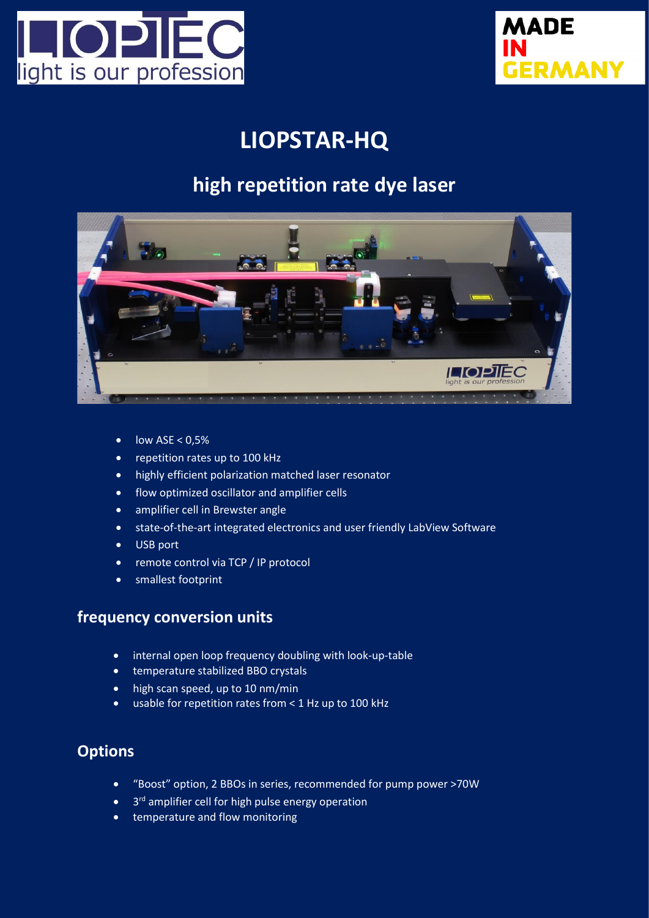LIOPTEC light is our profession

MADE IN GERMANY

# LIOPSTAR-HQ

## high repetition rate dye laser

- low ASE < 0,5%
- repetition rates up to 100 kHz
- highly efficient polarization matched laser resonator
- flow optimized oscillator and amplifier cells
- amplifier cell in Brewster angle
- state-of-the-art integrated electronics and user friendly LabView Software
- USB port
- remote control via TCP / IP protocol
- smallest footprint

## frequency conversion units

- internal open loop frequency doubling with look-up-table
- temperature stabilized BBO crystals
- high scan speed, up to 10 nm/min
- usable for repetition rates from < 1 Hz up to 100 kHz

## Options

- "Boost" option, 2 BBOs in series, recommended for pump power >70W
- 3rd amplifier cell for high pulse energy operation
- temperature and flow monitoring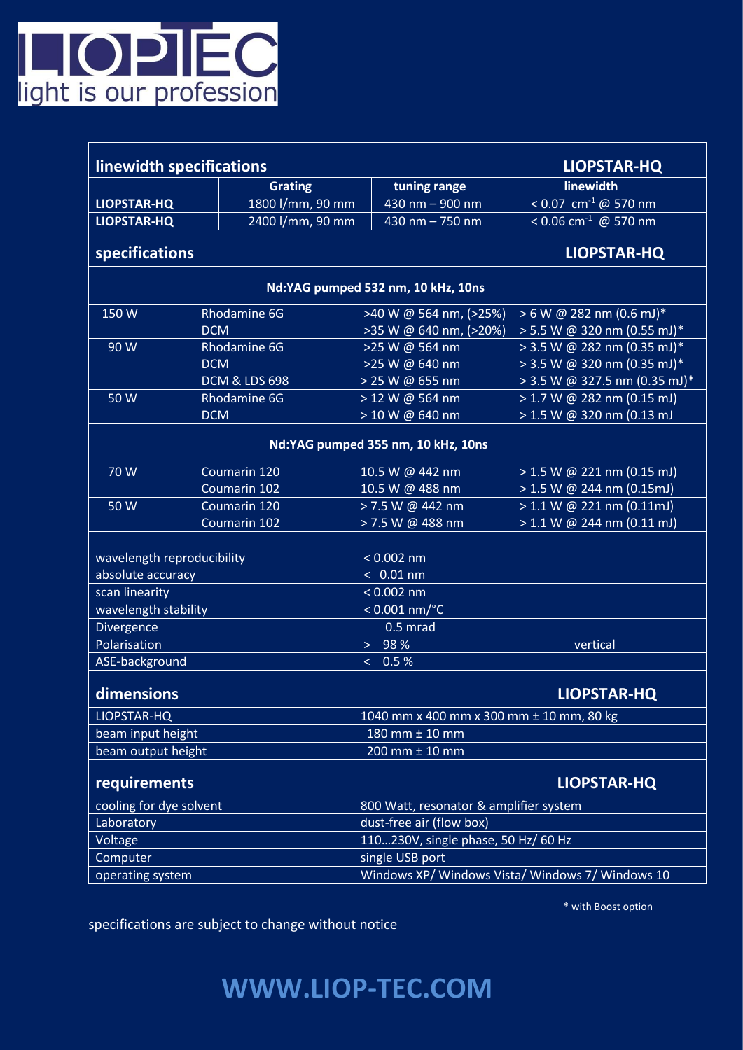LIOPTEC
light is our profession

## linewidth specifications — LIOPSTAR-HQ

| | Grating | tuning range | linewidth |
|---|---|---|---|
| LIOPSTAR-HQ | 1800 l/mm, 90 mm | 430 nm – 900 nm | < 0.07 $cm^{-1}$ @ 570 nm |
| LIOPSTAR-HQ | 2400 l/mm, 90 mm | 430 nm – 750 nm | < 0.06 $cm^{-1}$ @ 570 nm |

## specifications — LIOPSTAR-HQ

**Nd:YAG pumped 532 nm, 10 kHz, 10ns**

| | | | |
|---|---|---|---|
| 150 W | Rhodamine 6G | >40 W @ 564 nm, (>25%) | > 6 W @ 282 nm (0.6 mJ)* |
| | DCM | >35 W @ 640 nm, (>20%) | > 5.5 W @ 320 nm (0.55 mJ)* |
| 90 W | Rhodamine 6G | >25 W @ 564 nm | > 3.5 W @ 282 nm (0.35 mJ)* |
| | DCM | >25 W @ 640 nm | > 3.5 W @ 320 nm (0.35 mJ)* |
| | DCM & LDS 698 | > 25 W @ 655 nm | > 3.5 W @ 327.5 nm (0.35 mJ)* |
| 50 W | Rhodamine 6G | > 12 W @ 564 nm | > 1.7 W @ 282 nm (0.15 mJ) |
| | DCM | > 10 W @ 640 nm | > 1.5 W @ 320 nm (0.13 mJ |

**Nd:YAG pumped 355 nm, 10 kHz, 10ns**

| | | | |
|---|---|---|---|
| 70 W | Coumarin 120 | 10.5 W @ 442 nm | > 1.5 W @ 221 nm (0.15 mJ) |
| | Coumarin 102 | 10.5 W @ 488 nm | > 1.5 W @ 244 nm (0.15mJ) |
| 50 W | Coumarin 120 | > 7.5 W @ 442 nm | > 1.1 W @ 221 nm (0.11mJ) |
| | Coumarin 102 | > 7.5 W @ 488 nm | > 1.1 W @ 244 nm (0.11 mJ) |

| | | |
|---|---|---|
| wavelength reproducibility | < 0.002 nm | |
| absolute accuracy | < 0.01 nm | |
| scan linearity | < 0.002 nm | |
| wavelength stability | < 0.001 nm/°C | |
| Divergence | 0.5 mrad | |
| Polarisation | > 98 % | vertical |
| ASE-background | < 0.5 % | |

## dimensions — LIOPSTAR-HQ

| | |
|---|---|
| LIOPSTAR-HQ | 1040 mm x 400 mm x 300 mm ± 10 mm, 80 kg |
| beam input height | 180 mm ± 10 mm |
| beam output height | 200 mm ± 10 mm |

## requirements — LIOPSTAR-HQ

| | |
|---|---|
| cooling for dye solvent | 800 Watt, resonator & amplifier system |
| Laboratory | dust-free air (flow box) |
| Voltage | 110…230V, single phase, 50 Hz/ 60 Hz |
| Computer | single USB port |
| operating system | Windows XP/ Windows Vista/ Windows 7/ Windows 10 |

\* with Boost option

specifications are subject to change without notice

**WWW.LIOP-TEC.COM**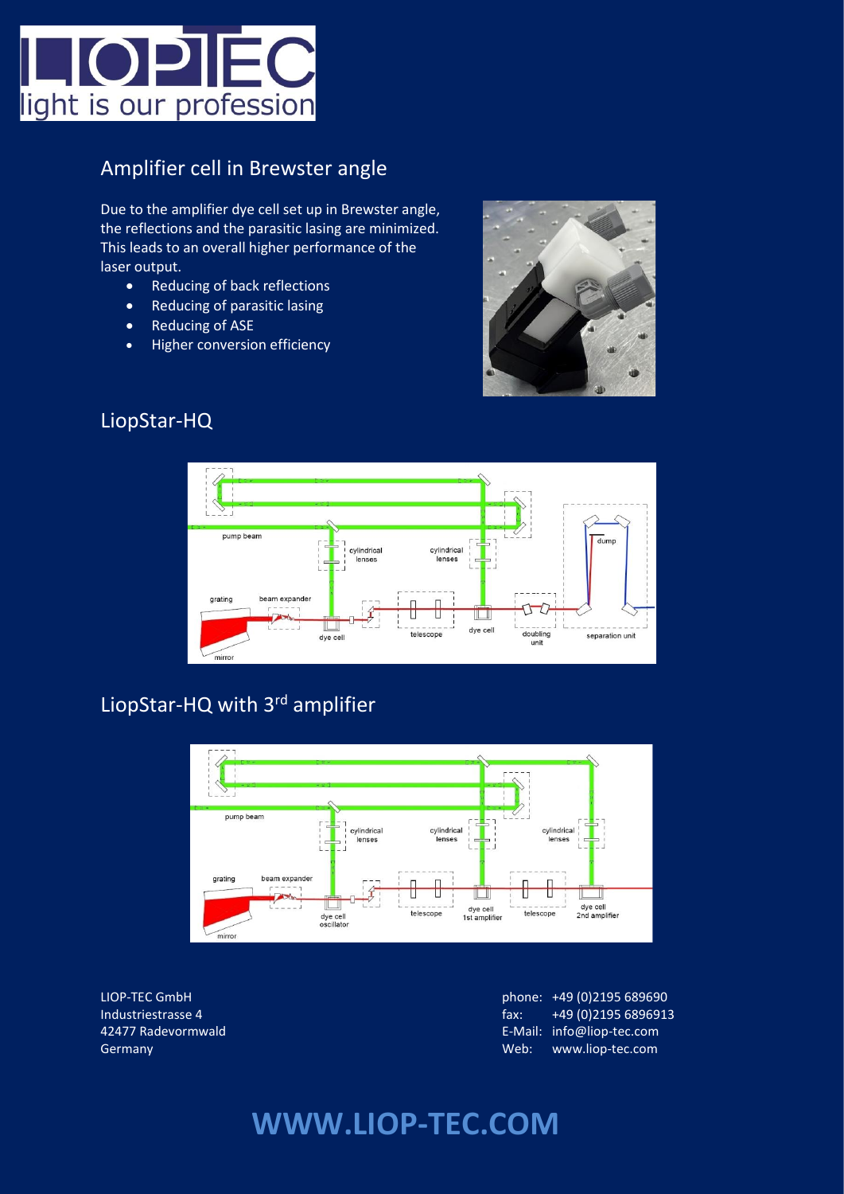# Amplifier cell in Brewster angle

Due to the amplifier dye cell set up in Brewster angle, the reflections and the parasitic lasing are minimized. This leads to an overall higher performance of the laser output.

- Reducing of back reflections
- Reducing of parasitic lasing
- Reducing of ASE
- Higher conversion efficiency

## LiopStar-HQ

pump beam
cylindrical lenses
cylindrical lenses
dump
grating
beam expander
dye cell
telescope
dye cell
doubling unit
separation unit
mirror

## LiopStar-HQ with 3rd amplifier

pump beam
cylindrical lenses
cylindrical lenses
cylindrical lenses
grating
beam expander
dye cell oscillator
telescope
dye cell 1st amplifier
telescope
dye cell 2nd amplifier
mirror

LIOP-TEC GmbH
Industriestrasse 4
42477 Radevormwald
Germany

phone: +49 (0)2195 689690
fax: +49 (0)2195 6896913
E-Mail: info@liop-tec.com
Web: www.liop-tec.com

**WWW.LIOP-TEC.COM**